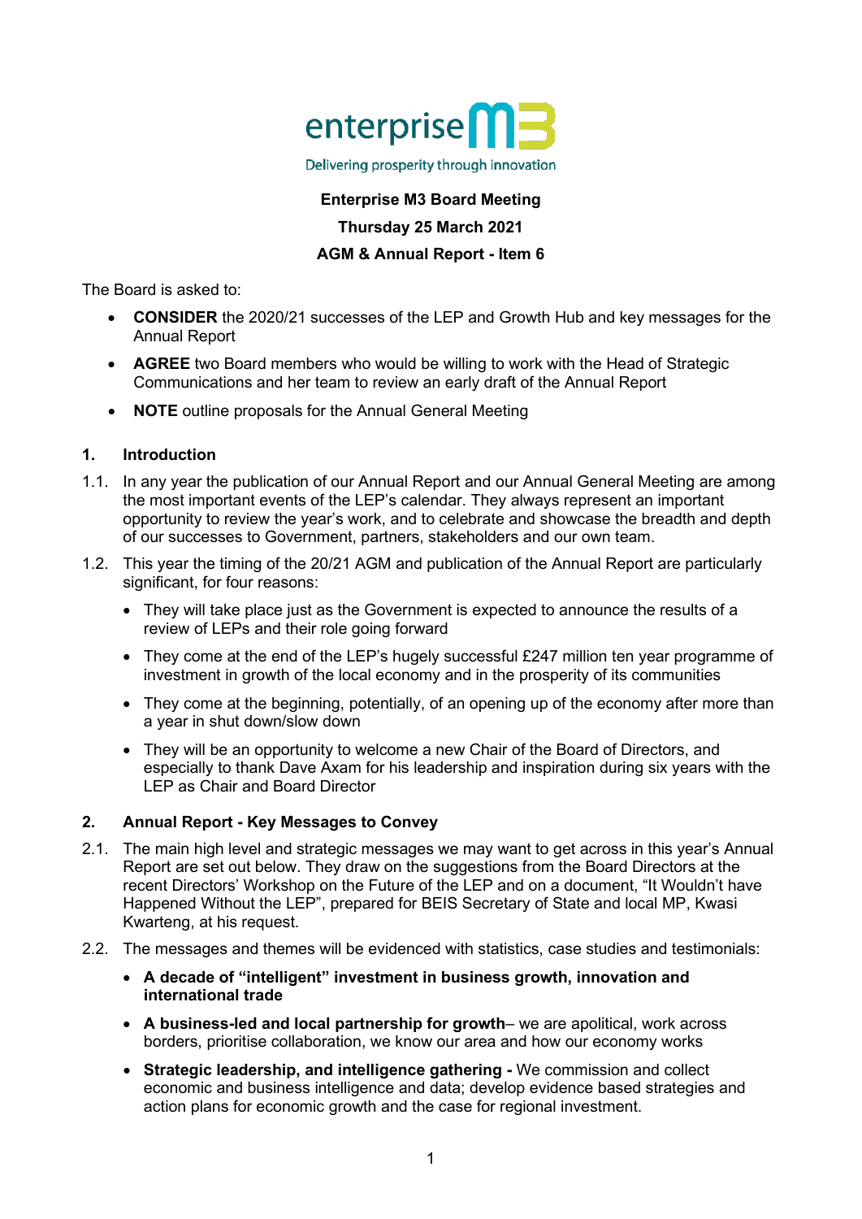enterprise M3

Delivering prosperity through innovation

**Enterprise M3 Board Meeting**

**Thursday 25 March 2021**

**AGM & Annual Report - Item 6**

The Board is asked to:

- **CONSIDER** the 2020/21 successes of the LEP and Growth Hub and key messages for the Annual Report
- **AGREE** two Board members who would be willing to work with the Head of Strategic Communications and her team to review an early draft of the Annual Report
- **NOTE** outline proposals for the Annual General Meeting

## 1. Introduction

1.1. In any year the publication of our Annual Report and our Annual General Meeting are among the most important events of the LEP's calendar. They always represent an important opportunity to review the year's work, and to celebrate and showcase the breadth and depth of our successes to Government, partners, stakeholders and our own team.

1.2. This year the timing of the 20/21 AGM and publication of the Annual Report are particularly significant, for four reasons:

- They will take place just as the Government is expected to announce the results of a review of LEPs and their role going forward
- They come at the end of the LEP's hugely successful £247 million ten year programme of investment in growth of the local economy and in the prosperity of its communities
- They come at the beginning, potentially, of an opening up of the economy after more than a year in shut down/slow down
- They will be an opportunity to welcome a new Chair of the Board of Directors, and especially to thank Dave Axam for his leadership and inspiration during six years with the LEP as Chair and Board Director

## 2. Annual Report - Key Messages to Convey

2.1. The main high level and strategic messages we may want to get across in this year's Annual Report are set out below. They draw on the suggestions from the Board Directors at the recent Directors' Workshop on the Future of the LEP and on a document, "It Wouldn't have Happened Without the LEP", prepared for BEIS Secretary of State and local MP, Kwasi Kwarteng, at his request.

2.2. The messages and themes will be evidenced with statistics, case studies and testimonials:

- **A decade of "intelligent" investment in business growth, innovation and international trade**
- **A business-led and local partnership for growth**– we are apolitical, work across borders, prioritise collaboration, we know our area and how our economy works
- **Strategic leadership, and intelligence gathering -** We commission and collect economic and business intelligence and data; develop evidence based strategies and action plans for economic growth and the case for regional investment.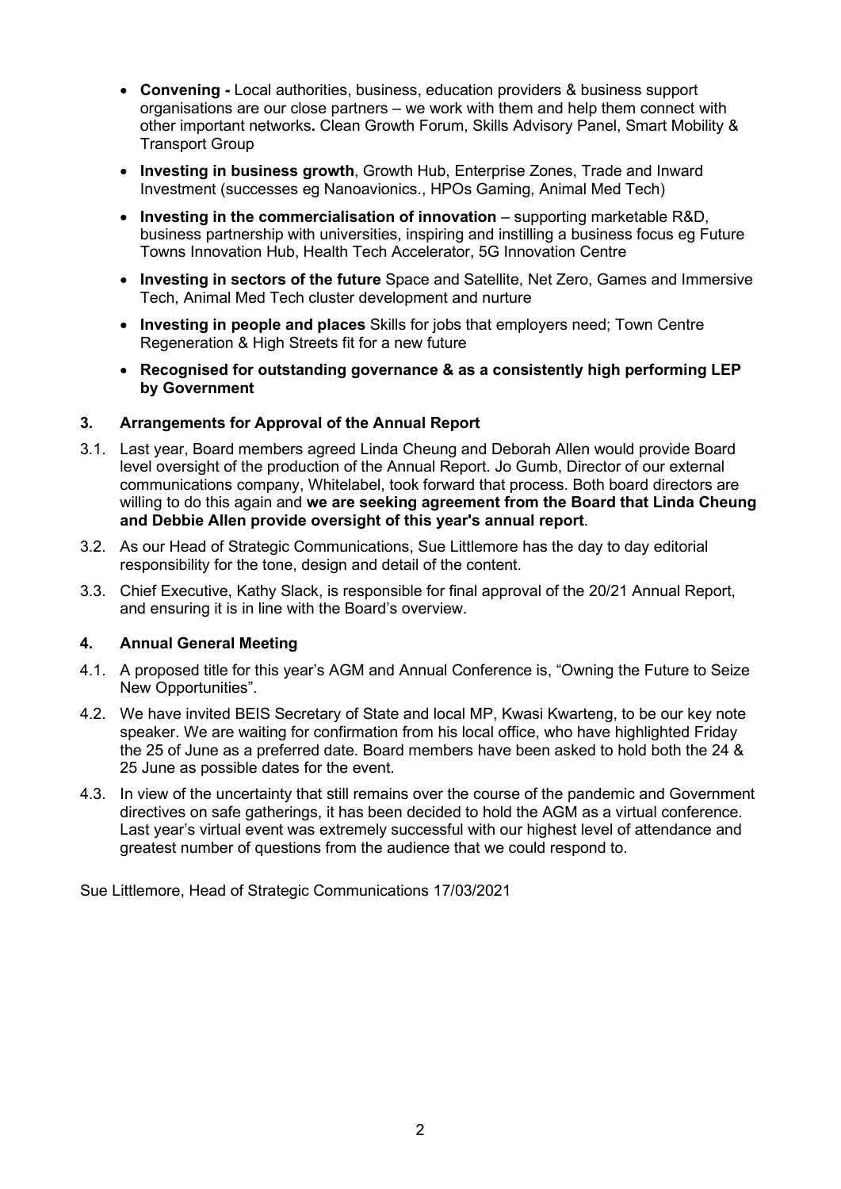- **Convening -** Local authorities, business, education providers & business support organisations are our close partners – we work with them and help them connect with other important networks**.** Clean Growth Forum, Skills Advisory Panel, Smart Mobility & Transport Group
- **Investing in business growth**, Growth Hub, Enterprise Zones, Trade and Inward Investment (successes eg Nanoavionics., HPOs Gaming, Animal Med Tech)
- **Investing in the commercialisation of innovation** – supporting marketable R&D, business partnership with universities, inspiring and instilling a business focus eg Future Towns Innovation Hub, Health Tech Accelerator, 5G Innovation Centre
- **Investing in sectors of the future** Space and Satellite, Net Zero, Games and Immersive Tech, Animal Med Tech cluster development and nurture
- **Investing in people and places** Skills for jobs that employers need; Town Centre Regeneration & High Streets fit for a new future
- **Recognised for outstanding governance & as a consistently high performing LEP by Government**

## 3. Arrangements for Approval of the Annual Report

3.1. Last year, Board members agreed Linda Cheung and Deborah Allen would provide Board level oversight of the production of the Annual Report. Jo Gumb, Director of our external communications company, Whitelabel, took forward that process. Both board directors are willing to do this again and **we are seeking agreement from the Board that Linda Cheung and Debbie Allen provide oversight of this year's annual report**.

3.2. As our Head of Strategic Communications, Sue Littlemore has the day to day editorial responsibility for the tone, design and detail of the content.

3.3. Chief Executive, Kathy Slack, is responsible for final approval of the 20/21 Annual Report, and ensuring it is in line with the Board's overview.

## 4. Annual General Meeting

4.1. A proposed title for this year's AGM and Annual Conference is, "Owning the Future to Seize New Opportunities".

4.2. We have invited BEIS Secretary of State and local MP, Kwasi Kwarteng, to be our key note speaker. We are waiting for confirmation from his local office, who have highlighted Friday the 25 of June as a preferred date. Board members have been asked to hold both the 24 & 25 June as possible dates for the event.

4.3. In view of the uncertainty that still remains over the course of the pandemic and Government directives on safe gatherings, it has been decided to hold the AGM as a virtual conference. Last year's virtual event was extremely successful with our highest level of attendance and greatest number of questions from the audience that we could respond to.

Sue Littlemore, Head of Strategic Communications 17/03/2021